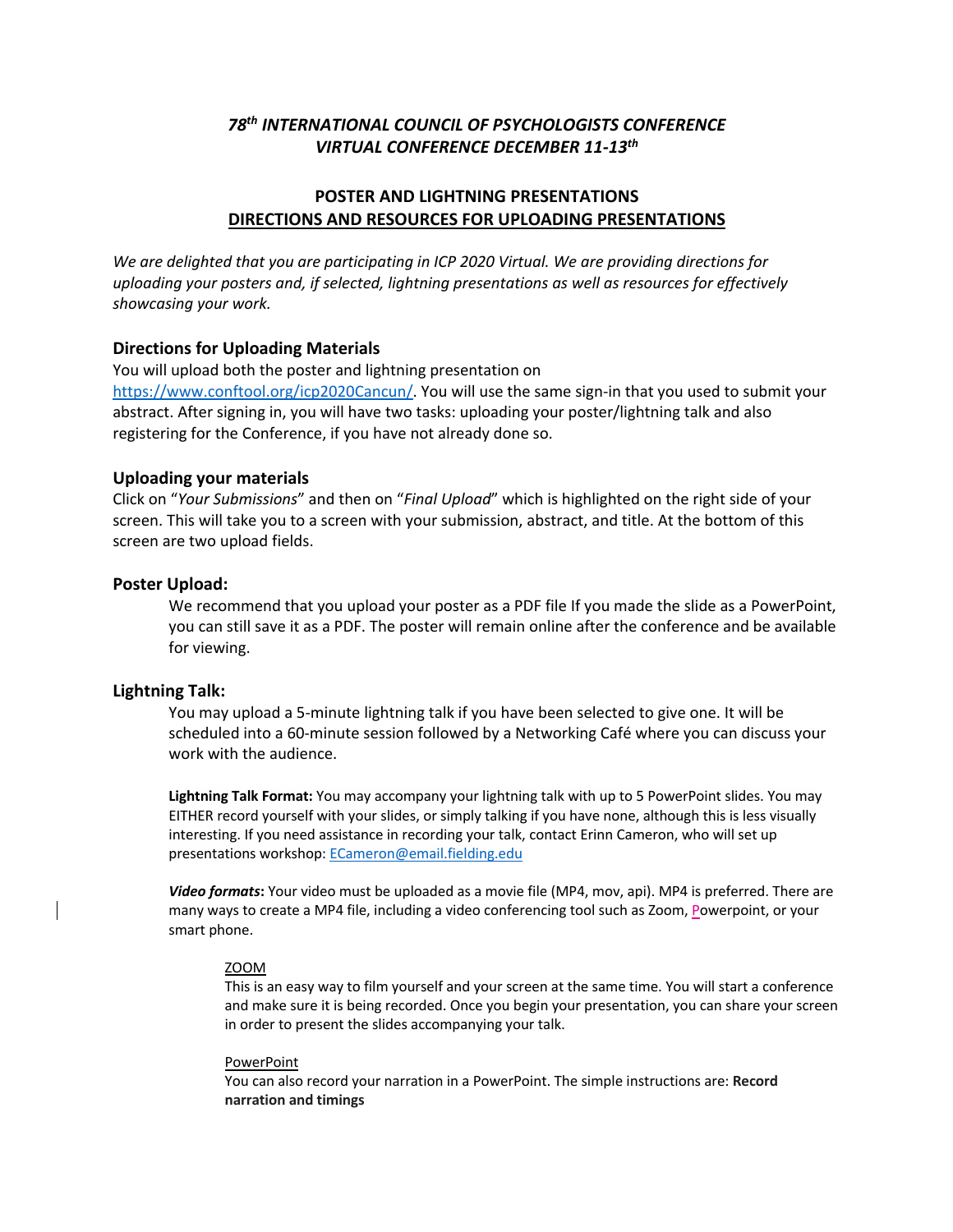# *78th INTERNATIONAL COUNCIL OF PSYCHOLOGISTS CONFERENCE VIRTUAL CONFERENCE DECEMBER 11-13th*

## POSTER AND LIGHTNING PRESENTATIONS
## DIRECTIONS AND RESOURCES FOR UPLOADING PRESENTATIONS

*We are delighted that you are participating in ICP 2020 Virtual. We are providing directions for uploading your posters and, if selected, lightning presentations as well as resources for effectively showcasing your work.*

### Directions for Uploading Materials

You will upload both the poster and lightning presentation on https://www.conftool.org/icp2020Cancun/. You will use the same sign-in that you used to submit your abstract. After signing in, you will have two tasks: uploading your poster/lightning talk and also registering for the Conference, if you have not already done so.

### Uploading your materials

Click on "*Your Submissions*" and then on "*Final Upload*" which is highlighted on the right side of your screen. This will take you to a screen with your submission, abstract, and title. At the bottom of this screen are two upload fields.

### Poster Upload:

We recommend that you upload your poster as a PDF file If you made the slide as a PowerPoint, you can still save it as a PDF. The poster will remain online after the conference and be available for viewing.

### Lightning Talk:

You may upload a 5-minute lightning talk if you have been selected to give one. It will be scheduled into a 60-minute session followed by a Networking Café where you can discuss your work with the audience.

**Lightning Talk Format:** You may accompany your lightning talk with up to 5 PowerPoint slides. You may EITHER record yourself with your slides, or simply talking if you have none, although this is less visually interesting. If you need assistance in recording your talk, contact Erinn Cameron, who will set up presentations workshop: ECameron@email.fielding.edu

***Video formats*:** Your video must be uploaded as a movie file (MP4, mov, api). MP4 is preferred. There are many ways to create a MP4 file, including a video conferencing tool such as Zoom, Powerpoint, or your smart phone.

ZOOM

This is an easy way to film yourself and your screen at the same time. You will start a conference and make sure it is being recorded. Once you begin your presentation, you can share your screen in order to present the slides accompanying your talk.

PowerPoint

You can also record your narration in a PowerPoint. The simple instructions are: **Record narration and timings**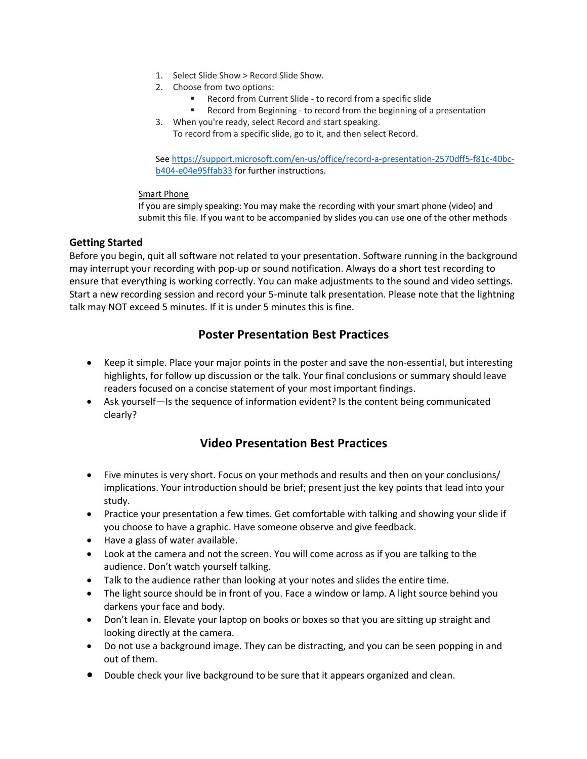1. Select Slide Show > Record Slide Show.
2. Choose from two options:
   - Record from Current Slide - to record from a specific slide
   - Record from Beginning - to record from the beginning of a presentation
3. When you're ready, select Record and start speaking.
   To record from a specific slide, go to it, and then select Record.

See https://support.microsoft.com/en-us/office/record-a-presentation-2570dff5-f81c-40bc-b404-e04e95ffab33 for further instructions.

Smart Phone

If you are simply speaking: You may make the recording with your smart phone (video) and submit this file. If you want to be accompanied by slides you can use one of the other methods

### Getting Started

Before you begin, quit all software not related to your presentation. Software running in the background may interrupt your recording with pop-up or sound notification. Always do a short test recording to ensure that everything is working correctly. You can make adjustments to the sound and video settings. Start a new recording session and record your 5-minute talk presentation. Please note that the lightning talk may NOT exceed 5 minutes. If it is under 5 minutes this is fine.

## Poster Presentation Best Practices

- Keep it simple. Place your major points in the poster and save the non-essential, but interesting highlights, for follow up discussion or the talk. Your final conclusions or summary should leave readers focused on a concise statement of your most important findings.
- Ask yourself—Is the sequence of information evident? Is the content being communicated clearly?

## Video Presentation Best Practices

- Five minutes is very short. Focus on your methods and results and then on your conclusions/ implications. Your introduction should be brief; present just the key points that lead into your study.
- Practice your presentation a few times. Get comfortable with talking and showing your slide if you choose to have a graphic. Have someone observe and give feedback.
- Have a glass of water available.
- Look at the camera and not the screen. You will come across as if you are talking to the audience. Don't watch yourself talking.
- Talk to the audience rather than looking at your notes and slides the entire time.
- The light source should be in front of you. Face a window or lamp. A light source behind you darkens your face and body.
- Don't lean in. Elevate your laptop on books or boxes so that you are sitting up straight and looking directly at the camera.
- Do not use a background image. They can be distracting, and you can be seen popping in and out of them.
- Double check your live background to be sure that it appears organized and clean.